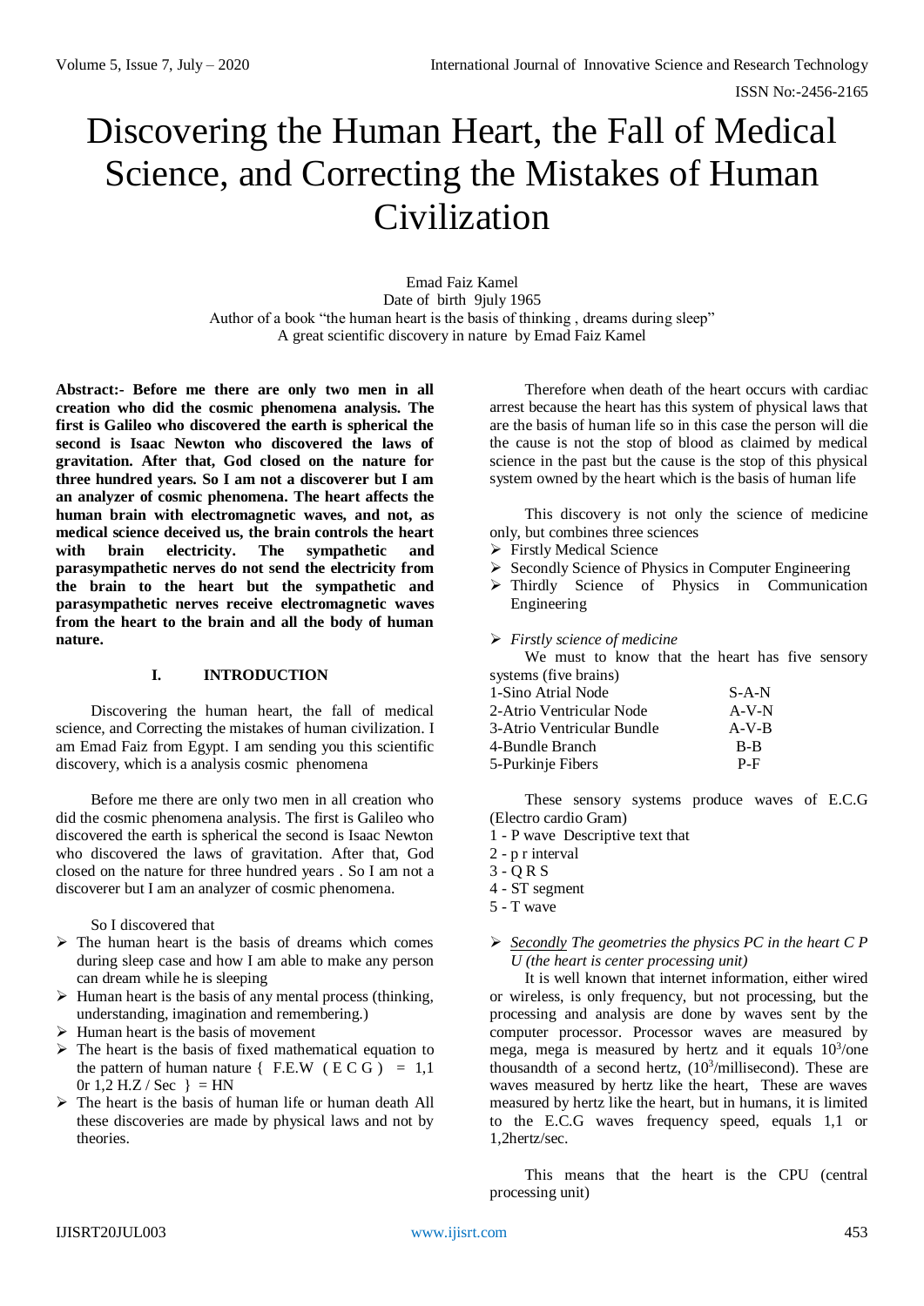# Discovering the Human Heart, the Fall of Medical Science, and Correcting the Mistakes of Human Civilization

Emad Faiz Kamel
Date of birth 9july 1965
Author of a book "the human heart is the basis of thinking , dreams during sleep"
A great scientific discovery in nature by Emad Faiz Kamel

**Abstract:- Before me there are only two men in all creation who did the cosmic phenomena analysis. The first is Galileo who discovered the earth is spherical the second is Isaac Newton who discovered the laws of gravitation. After that, God closed on the nature for three hundred years. So I am not a discoverer but I am an analyzer of cosmic phenomena. The heart affects the human brain with electromagnetic waves, and not, as medical science deceived us, the brain controls the heart with brain electricity. The sympathetic and parasympathetic nerves do not send the electricity from the brain to the heart but the sympathetic and parasympathetic nerves receive electromagnetic waves from the heart to the brain and all the body of human nature.**

## I. INTRODUCTION

Discovering the human heart, the fall of medical science, and Correcting the mistakes of human civilization. I am Emad Faiz from Egypt. I am sending you this scientific discovery, which is a analysis cosmic phenomena

Before me there are only two men in all creation who did the cosmic phenomena analysis. The first is Galileo who discovered the earth is spherical the second is Isaac Newton who discovered the laws of gravitation. After that, God closed on the nature for three hundred years . So I am not a discoverer but I am an analyzer of cosmic phenomena.

So I discovered that

- The human heart is the basis of dreams which comes during sleep case and how I am able to make any person can dream while he is sleeping
- Human heart is the basis of any mental process (thinking, understanding, imagination and remembering.)
- Human heart is the basis of movement
- The heart is the basis of fixed mathematical equation to the pattern of human nature { F.E.W ( E C G ) = 1,1 0r 1,2 H.Z / Sec } = HN
- The heart is the basis of human life or human death All these discoveries are made by physical laws and not by theories.

Therefore when death of the heart occurs with cardiac arrest because the heart has this system of physical laws that are the basis of human life so in this case the person will die the cause is not the stop of blood as claimed by medical science in the past but the cause is the stop of this physical system owned by the heart which is the basis of human life

This discovery is not only the science of medicine only, but combines three sciences

- Firstly Medical Science
- Secondly Science of Physics in Computer Engineering
- Thirdly Science of Physics in Communication Engineering

- *Firstly science of medicine*

We must to know that the heart has five sensory systems (five brains)

| | |
|---|---|
| 1-Sino Atrial Node | S-A-N |
| 2-Atrio Ventricular Node | A-V-N |
| 3-Atrio Ventricular Bundle | A-V-B |
| 4-Bundle Branch | B-B |
| 5-Purkinje Fibers | P-F |

These sensory systems produce waves of E.C.G (Electro cardio Gram)

1 - P wave Descriptive text that
2 - p r interval
3 - Q R S
4 - ST segment
5 - T wave

- *<u>Secondly</u> The geometries the physics PC in the heart C P U (the heart is center processing unit)*

It is well known that internet information, either wired or wireless, is only frequency, but not processing, but the processing and analysis are done by waves sent by the computer processor. Processor waves are measured by mega, mega is measured by hertz and it equals $10^3$/one thousandth of a second hertz, ($10^3$/millisecond). These are waves measured by hertz like the heart, These are waves measured by hertz like the heart, but in humans, it is limited to the E.C.G waves frequency speed, equals 1,1 or 1,2hertz/sec.

This means that the heart is the CPU (central processing unit)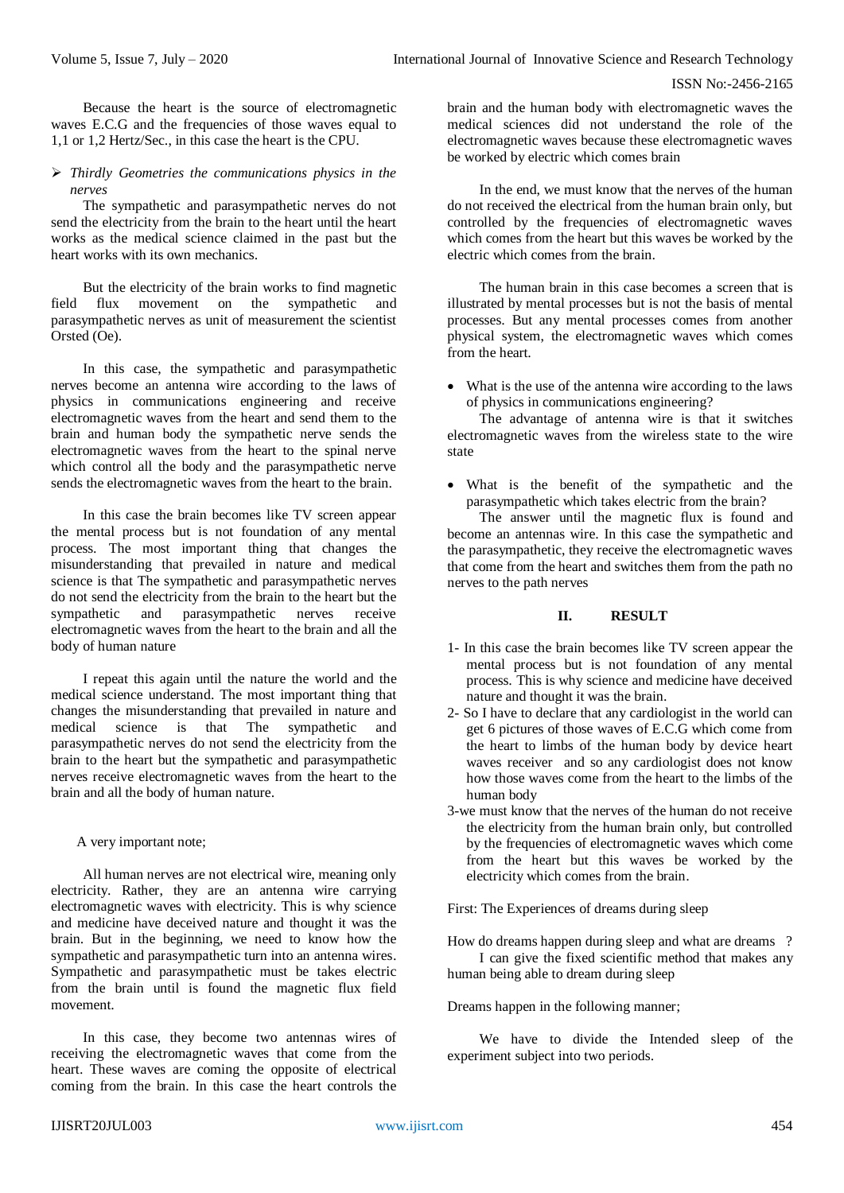Because the heart is the source of electromagnetic waves E.C.G and the frequencies of those waves equal to 1,1 or 1,2 Hertz/Sec., in this case the heart is the CPU.

- *Thirdly Geometries the communications physics in the nerves*

The sympathetic and parasympathetic nerves do not send the electricity from the brain to the heart until the heart works as the medical science claimed in the past but the heart works with its own mechanics.

But the electricity of the brain works to find magnetic field flux movement on the sympathetic and parasympathetic nerves as unit of measurement the scientist Orsted (Oe).

In this case, the sympathetic and parasympathetic nerves become an antenna wire according to the laws of physics in communications engineering and receive electromagnetic waves from the heart and send them to the brain and human body the sympathetic nerve sends the electromagnetic waves from the heart to the spinal nerve which control all the body and the parasympathetic nerve sends the electromagnetic waves from the heart to the brain.

In this case the brain becomes like TV screen appear the mental process but is not foundation of any mental process. The most important thing that changes the misunderstanding that prevailed in nature and medical science is that The sympathetic and parasympathetic nerves do not send the electricity from the brain to the heart but the sympathetic and parasympathetic nerves receive electromagnetic waves from the heart to the brain and all the body of human nature

I repeat this again until the nature the world and the medical science understand. The most important thing that changes the misunderstanding that prevailed in nature and medical science is that The sympathetic and parasympathetic nerves do not send the electricity from the brain to the heart but the sympathetic and parasympathetic nerves receive electromagnetic waves from the heart to the brain and all the body of human nature.

A very important note;

All human nerves are not electrical wire, meaning only electricity. Rather, they are an antenna wire carrying electromagnetic waves with electricity. This is why science and medicine have deceived nature and thought it was the brain. But in the beginning, we need to know how the sympathetic and parasympathetic turn into an antenna wires. Sympathetic and parasympathetic must be takes electric from the brain until is found the magnetic flux field movement.

In this case, they become two antennas wires of receiving the electromagnetic waves that come from the heart. These waves are coming the opposite of electrical coming from the brain. In this case the heart controls the brain and the human body with electromagnetic waves the medical sciences did not understand the role of the electromagnetic waves because these electromagnetic waves be worked by electric which comes brain

In the end, we must know that the nerves of the human do not received the electrical from the human brain only, but controlled by the frequencies of electromagnetic waves which comes from the heart but this waves be worked by the electric which comes from the brain.

The human brain in this case becomes a screen that is illustrated by mental processes but is not the basis of mental processes. But any mental processes comes from another physical system, the electromagnetic waves which comes from the heart.

- What is the use of the antenna wire according to the laws of physics in communications engineering?

The advantage of antenna wire is that it switches electromagnetic waves from the wireless state to the wire state

- What is the benefit of the sympathetic and the parasympathetic which takes electric from the brain?

The answer until the magnetic flux is found and become an antennas wire. In this case the sympathetic and the parasympathetic, they receive the electromagnetic waves that come from the heart and switches them from the path no nerves to the path nerves

## II. RESULT

1- In this case the brain becomes like TV screen appear the mental process but is not foundation of any mental process. This is why science and medicine have deceived nature and thought it was the brain.

2- So I have to declare that any cardiologist in the world can get 6 pictures of those waves of E.C.G which come from the heart to limbs of the human body by device heart waves receiver and so any cardiologist does not know how those waves come from the heart to the limbs of the human body

3-we must know that the nerves of the human do not receive the electricity from the human brain only, but controlled by the frequencies of electromagnetic waves which come from the heart but this waves be worked by the electricity which comes from the brain.

First: The Experiences of dreams during sleep

How do dreams happen during sleep and what are dreams ?

I can give the fixed scientific method that makes any human being able to dream during sleep

Dreams happen in the following manner;

We have to divide the Intended sleep of the experiment subject into two periods.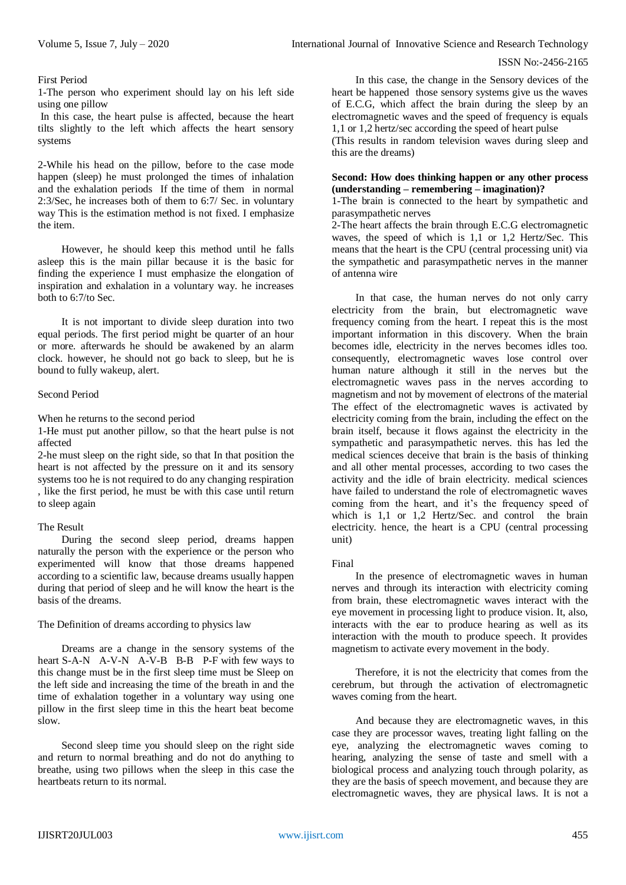First Period

1-The person who experiment should lay on his left side using one pillow

In this case, the heart pulse is affected, because the heart tilts slightly to the left which affects the heart sensory systems

2-While his head on the pillow, before to the case mode happen (sleep) he must prolonged the times of inhalation and the exhalation periods If the time of them in normal 2:3/Sec, he increases both of them to 6:7/ Sec. in voluntary way This is the estimation method is not fixed. I emphasize the item.

However, he should keep this method until he falls asleep this is the main pillar because it is the basic for finding the experience I must emphasize the elongation of inspiration and exhalation in a voluntary way. he increases both to 6:7/to Sec.

It is not important to divide sleep duration into two equal periods. The first period might be quarter of an hour or more. afterwards he should be awakened by an alarm clock. however, he should not go back to sleep, but he is bound to fully wakeup, alert.

Second Period

When he returns to the second period

1-He must put another pillow, so that the heart pulse is not affected

2-he must sleep on the right side, so that In that position the heart is not affected by the pressure on it and its sensory systems too he is not required to do any changing respiration , like the first period, he must be with this case until return to sleep again

The Result

During the second sleep period, dreams happen naturally the person with the experience or the person who experimented will know that those dreams happened according to a scientific law, because dreams usually happen during that period of sleep and he will know the heart is the basis of the dreams.

The Definition of dreams according to physics law

Dreams are a change in the sensory systems of the heart S-A-N A-V-N A-V-B B-B P-F with few ways to this change must be in the first sleep time must be Sleep on the left side and increasing the time of the breath in and the time of exhalation together in a voluntary way using one pillow in the first sleep time in this the heart beat become slow.

Second sleep time you should sleep on the right side and return to normal breathing and do not do anything to breathe, using two pillows when the sleep in this case the heartbeats return to its normal.

In this case, the change in the Sensory devices of the heart be happened those sensory systems give us the waves of E.C.G, which affect the brain during the sleep by an electromagnetic waves and the speed of frequency is equals 1,1 or 1,2 hertz/sec according the speed of heart pulse

(This results in random television waves during sleep and this are the dreams)

**Second: How does thinking happen or any other process (understanding – remembering – imagination)?**

1-The brain is connected to the heart by sympathetic and parasympathetic nerves

2-The heart affects the brain through E.C.G electromagnetic waves, the speed of which is 1,1 or 1,2 Hertz/Sec. This means that the heart is the CPU (central processing unit) via the sympathetic and parasympathetic nerves in the manner of antenna wire

In that case, the human nerves do not only carry electricity from the brain, but electromagnetic wave frequency coming from the heart. I repeat this is the most important information in this discovery. When the brain becomes idle, electricity in the nerves becomes idles too. consequently, electromagnetic waves lose control over human nature although it still in the nerves but the electromagnetic waves pass in the nerves according to magnetism and not by movement of electrons of the material The effect of the electromagnetic waves is activated by electricity coming from the brain, including the effect on the brain itself, because it flows against the electricity in the sympathetic and parasympathetic nerves. this has led the medical sciences deceive that brain is the basis of thinking and all other mental processes, according to two cases the activity and the idle of brain electricity. medical sciences have failed to understand the role of electromagnetic waves coming from the heart, and it's the frequency speed of which is 1,1 or 1,2 Hertz/Sec. and control the brain electricity. hence, the heart is a CPU (central processing unit)

Final

In the presence of electromagnetic waves in human nerves and through its interaction with electricity coming from brain, these electromagnetic waves interact with the eye movement in processing light to produce vision. It, also, interacts with the ear to produce hearing as well as its interaction with the mouth to produce speech. It provides magnetism to activate every movement in the body.

Therefore, it is not the electricity that comes from the cerebrum, but through the activation of electromagnetic waves coming from the heart.

And because they are electromagnetic waves, in this case they are processor waves, treating light falling on the eye, analyzing the electromagnetic waves coming to hearing, analyzing the sense of taste and smell with a biological process and analyzing touch through polarity, as they are the basis of speech movement, and because they are electromagnetic waves, they are physical laws. It is not a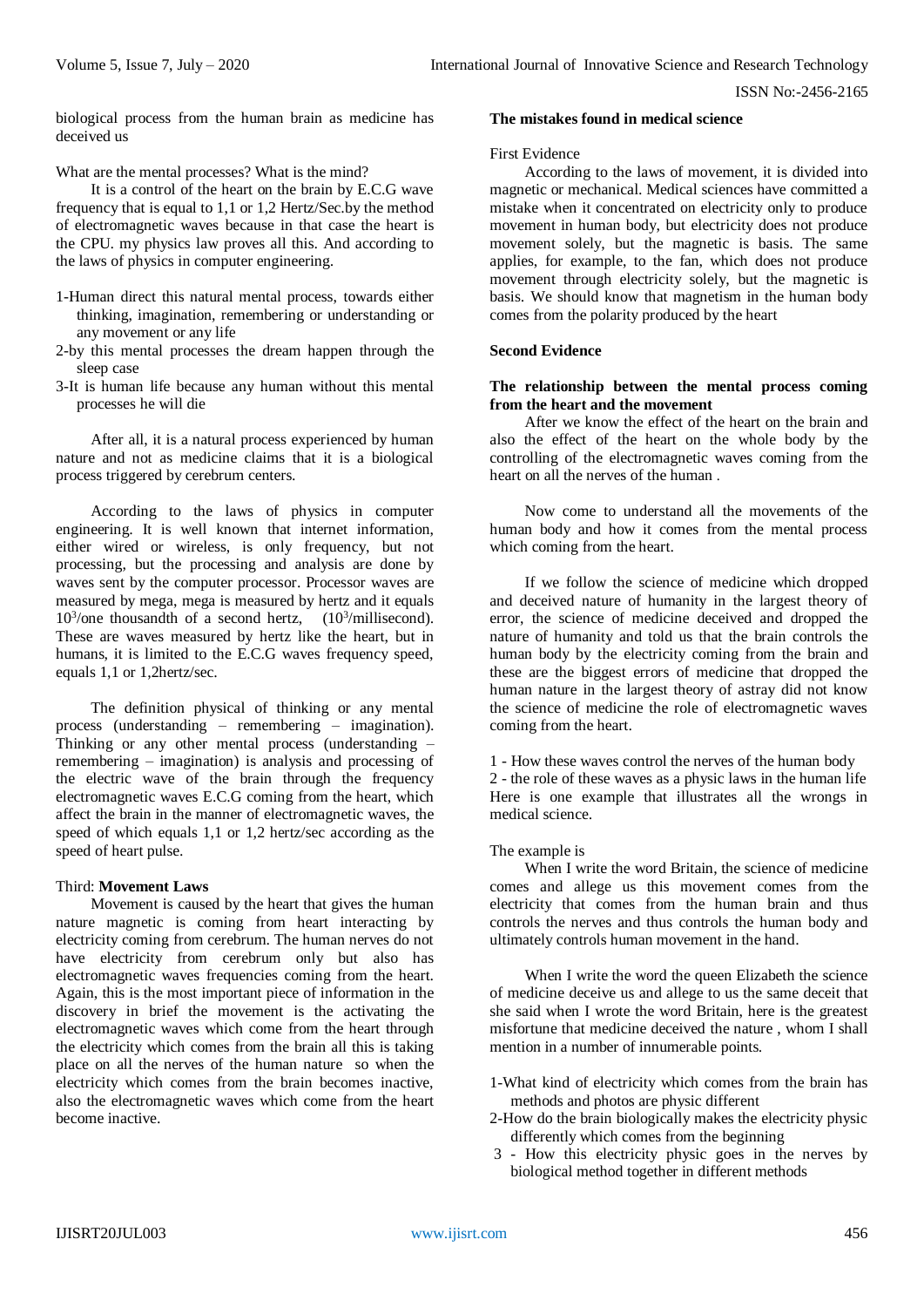biological process from the human brain as medicine has deceived us

What are the mental processes? What is the mind?

It is a control of the heart on the brain by E.C.G wave frequency that is equal to 1,1 or 1,2 Hertz/Sec.by the method of electromagnetic waves because in that case the heart is the CPU. my physics law proves all this. And according to the laws of physics in computer engineering.

1-Human direct this natural mental process, towards either thinking, imagination, remembering or understanding or any movement or any life
2-by this mental processes the dream happen through the sleep case
3-It is human life because any human without this mental processes he will die

After all, it is a natural process experienced by human nature and not as medicine claims that it is a biological process triggered by cerebrum centers.

According to the laws of physics in computer engineering. It is well known that internet information, either wired or wireless, is only frequency, but not processing, but the processing and analysis are done by waves sent by the computer processor. Processor waves are measured by mega, mega is measured by hertz and it equals $10^3$/one thousandth of a second hertz, ($10^3$/millisecond). These are waves measured by hertz like the heart, but in humans, it is limited to the E.C.G waves frequency speed, equals 1,1 or 1,2hertz/sec.

The definition physical of thinking or any mental process (understanding – remembering – imagination). Thinking or any other mental process (understanding – remembering – imagination) is analysis and processing of the electric wave of the brain through the frequency electromagnetic waves E.C.G coming from the heart, which affect the brain in the manner of electromagnetic waves, the speed of which equals 1,1 or 1,2 hertz/sec according as the speed of heart pulse.

Third: **Movement Laws**

Movement is caused by the heart that gives the human nature magnetic is coming from heart interacting by electricity coming from cerebrum. The human nerves do not have electricity from cerebrum only but also has electromagnetic waves frequencies coming from the heart. Again, this is the most important piece of information in the discovery in brief the movement is the activating the electromagnetic waves which come from the heart through the electricity which comes from the brain all this is taking place on all the nerves of the human nature so when the electricity which comes from the brain becomes inactive, also the electromagnetic waves which come from the heart become inactive.

**The mistakes found in medical science**

First Evidence

According to the laws of movement, it is divided into magnetic or mechanical. Medical sciences have committed a mistake when it concentrated on electricity only to produce movement in human body, but electricity does not produce movement solely, but the magnetic is basis. The same applies, for example, to the fan, which does not produce movement through electricity solely, but the magnetic is basis. We should know that magnetism in the human body comes from the polarity produced by the heart

**Second Evidence**

**The relationship between the mental process coming from the heart and the movement**

After we know the effect of the heart on the brain and also the effect of the heart on the whole body by the controlling of the electromagnetic waves coming from the heart on all the nerves of the human .

Now come to understand all the movements of the human body and how it comes from the mental process which coming from the heart.

If we follow the science of medicine which dropped and deceived nature of humanity in the largest theory of error, the science of medicine deceived and dropped the nature of humanity and told us that the brain controls the human body by the electricity coming from the brain and these are the biggest errors of medicine that dropped the human nature in the largest theory of astray did not know the science of medicine the role of electromagnetic waves coming from the heart.

1 - How these waves control the nerves of the human body
2 - the role of these waves as a physic laws in the human life

Here is one example that illustrates all the wrongs in medical science.

The example is

When I write the word Britain, the science of medicine comes and allege us this movement comes from the electricity that comes from the human brain and thus controls the nerves and thus controls the human body and ultimately controls human movement in the hand.

When I write the word the queen Elizabeth the science of medicine deceive us and allege to us the same deceit that she said when I wrote the word Britain, here is the greatest misfortune that medicine deceived the nature , whom I shall mention in a number of innumerable points.

1-What kind of electricity which comes from the brain has methods and photos are physic different
2-How do the brain biologically makes the electricity physic differently which comes from the beginning
3 - How this electricity physic goes in the nerves by biological method together in different methods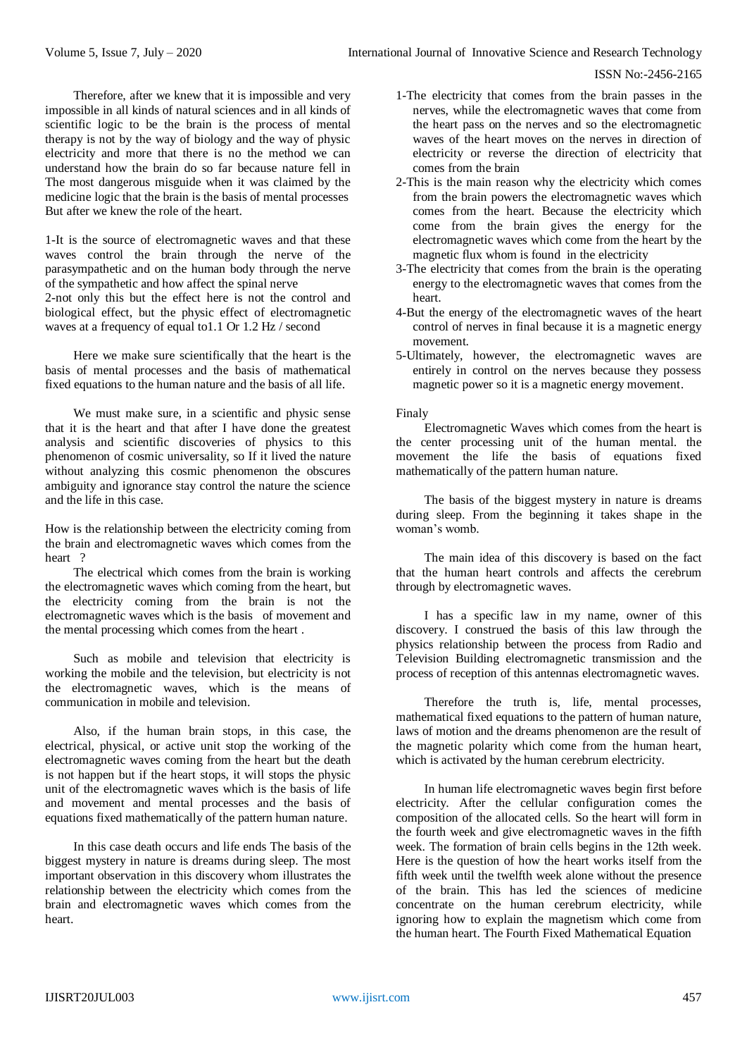Therefore, after we knew that it is impossible and very impossible in all kinds of natural sciences and in all kinds of scientific logic to be the brain is the process of mental therapy is not by the way of biology and the way of physic electricity and more that there is no the method we can understand how the brain do so far because nature fell in The most dangerous misguide when it was claimed by the medicine logic that the brain is the basis of mental processes But after we knew the role of the heart.

1-It is the source of electromagnetic waves and that these waves control the brain through the nerve of the parasympathetic and on the human body through the nerve of the sympathetic and how affect the spinal nerve

2-not only this but the effect here is not the control and biological effect, but the physic effect of electromagnetic waves at a frequency of equal to1.1 Or 1.2 Hz / second

Here we make sure scientifically that the heart is the basis of mental processes and the basis of mathematical fixed equations to the human nature and the basis of all life.

We must make sure, in a scientific and physic sense that it is the heart and that after I have done the greatest analysis and scientific discoveries of physics to this phenomenon of cosmic universality, so If it lived the nature without analyzing this cosmic phenomenon the obscures ambiguity and ignorance stay control the nature the science and the life in this case.

How is the relationship between the electricity coming from the brain and electromagnetic waves which comes from the heart ?

The electrical which comes from the brain is working the electromagnetic waves which coming from the heart, but the electricity coming from the brain is not the electromagnetic waves which is the basis of movement and the mental processing which comes from the heart .

Such as mobile and television that electricity is working the mobile and the television, but electricity is not the electromagnetic waves, which is the means of communication in mobile and television.

Also, if the human brain stops, in this case, the electrical, physical, or active unit stop the working of the electromagnetic waves coming from the heart but the death is not happen but if the heart stops, it will stops the physic unit of the electromagnetic waves which is the basis of life and movement and mental processes and the basis of equations fixed mathematically of the pattern human nature.

In this case death occurs and life ends The basis of the biggest mystery in nature is dreams during sleep. The most important observation in this discovery whom illustrates the relationship between the electricity which comes from the brain and electromagnetic waves which comes from the heart.

1-The electricity that comes from the brain passes in the nerves, while the electromagnetic waves that come from the heart pass on the nerves and so the electromagnetic waves of the heart moves on the nerves in direction of electricity or reverse the direction of electricity that comes from the brain

2-This is the main reason why the electricity which comes from the brain powers the electromagnetic waves which comes from the heart. Because the electricity which come from the brain gives the energy for the electromagnetic waves which come from the heart by the magnetic flux whom is found in the electricity

3-The electricity that comes from the brain is the operating energy to the electromagnetic waves that comes from the heart.

4-But the energy of the electromagnetic waves of the heart control of nerves in final because it is a magnetic energy movement.

5-Ultimately, however, the electromagnetic waves are entirely in control on the nerves because they possess magnetic power so it is a magnetic energy movement.

Finaly

Electromagnetic Waves which comes from the heart is the center processing unit of the human mental. the movement the life the basis of equations fixed mathematically of the pattern human nature.

The basis of the biggest mystery in nature is dreams during sleep. From the beginning it takes shape in the woman's womb.

The main idea of this discovery is based on the fact that the human heart controls and affects the cerebrum through by electromagnetic waves.

I has a specific law in my name, owner of this discovery. I construed the basis of this law through the physics relationship between the process from Radio and Television Building electromagnetic transmission and the process of reception of this antennas electromagnetic waves.

Therefore the truth is, life, mental processes, mathematical fixed equations to the pattern of human nature, laws of motion and the dreams phenomenon are the result of the magnetic polarity which come from the human heart, which is activated by the human cerebrum electricity.

In human life electromagnetic waves begin first before electricity. After the cellular configuration comes the composition of the allocated cells. So the heart will form in the fourth week and give electromagnetic waves in the fifth week. The formation of brain cells begins in the 12th week. Here is the question of how the heart works itself from the fifth week until the twelfth week alone without the presence of the brain. This has led the sciences of medicine concentrate on the human cerebrum electricity, while ignoring how to explain the magnetism which come from the human heart. The Fourth Fixed Mathematical Equation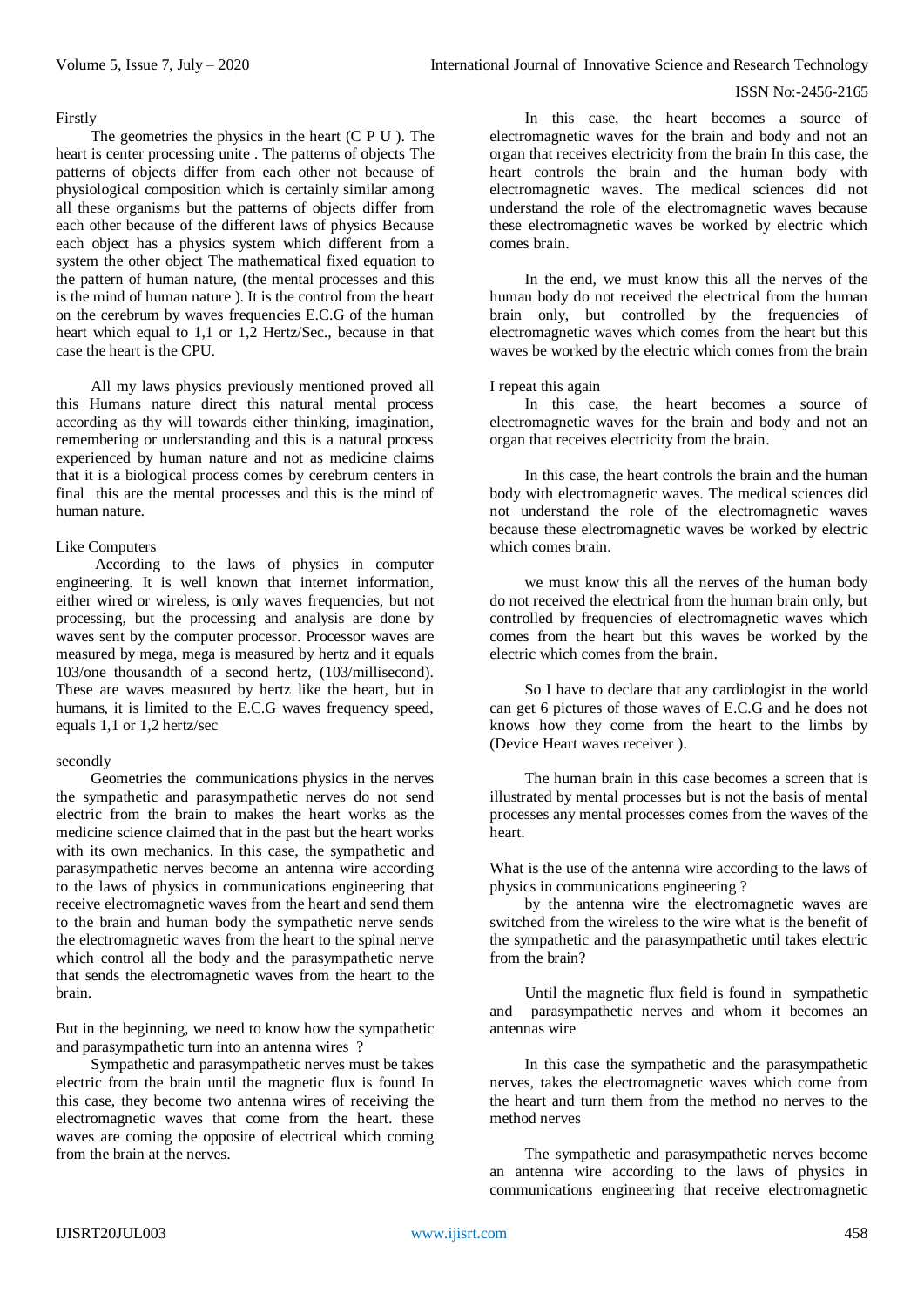Firstly

The geometries the physics in the heart (C P U ). The heart is center processing unite . The patterns of objects The patterns of objects differ from each other not because of physiological composition which is certainly similar among all these organisms but the patterns of objects differ from each other because of the different laws of physics Because each object has a physics system which different from a system the other object The mathematical fixed equation to the pattern of human nature, (the mental processes and this is the mind of human nature ). It is the control from the heart on the cerebrum by waves frequencies E.C.G of the human heart which equal to 1,1 or 1,2 Hertz/Sec., because in that case the heart is the CPU.

All my laws physics previously mentioned proved all this Humans nature direct this natural mental process according as thy will towards either thinking, imagination, remembering or understanding and this is a natural process experienced by human nature and not as medicine claims that it is a biological process comes by cerebrum centers in final this are the mental processes and this is the mind of human nature.

Like Computers

According to the laws of physics in computer engineering. It is well known that internet information, either wired or wireless, is only waves frequencies, but not processing, but the processing and analysis are done by waves sent by the computer processor. Processor waves are measured by mega, mega is measured by hertz and it equals 103/one thousandth of a second hertz, (103/millisecond). These are waves measured by hertz like the heart, but in humans, it is limited to the E.C.G waves frequency speed, equals 1,1 or 1,2 hertz/sec

secondly

Geometries the communications physics in the nerves the sympathetic and parasympathetic nerves do not send electric from the brain to makes the heart works as the medicine science claimed that in the past but the heart works with its own mechanics. In this case, the sympathetic and parasympathetic nerves become an antenna wire according to the laws of physics in communications engineering that receive electromagnetic waves from the heart and send them to the brain and human body the sympathetic nerve sends the electromagnetic waves from the heart to the spinal nerve which control all the body and the parasympathetic nerve that sends the electromagnetic waves from the heart to the brain.

But in the beginning, we need to know how the sympathetic and parasympathetic turn into an antenna wires ?

Sympathetic and parasympathetic nerves must be takes electric from the brain until the magnetic flux is found In this case, they become two antenna wires of receiving the electromagnetic waves that come from the heart. these waves are coming the opposite of electrical which coming from the brain at the nerves.

In this case, the heart becomes a source of electromagnetic waves for the brain and body and not an organ that receives electricity from the brain In this case, the heart controls the brain and the human body with electromagnetic waves. The medical sciences did not understand the role of the electromagnetic waves because these electromagnetic waves be worked by electric which comes brain.

In the end, we must know this all the nerves of the human body do not received the electrical from the human brain only, but controlled by the frequencies of electromagnetic waves which comes from the heart but this waves be worked by the electric which comes from the brain

I repeat this again

In this case, the heart becomes a source of electromagnetic waves for the brain and body and not an organ that receives electricity from the brain.

In this case, the heart controls the brain and the human body with electromagnetic waves. The medical sciences did not understand the role of the electromagnetic waves because these electromagnetic waves be worked by electric which comes brain.

we must know this all the nerves of the human body do not received the electrical from the human brain only, but controlled by frequencies of electromagnetic waves which comes from the heart but this waves be worked by the electric which comes from the brain.

So I have to declare that any cardiologist in the world can get 6 pictures of those waves of E.C.G and he does not knows how they come from the heart to the limbs by (Device Heart waves receiver ).

The human brain in this case becomes a screen that is illustrated by mental processes but is not the basis of mental processes any mental processes comes from the waves of the heart.

What is the use of the antenna wire according to the laws of physics in communications engineering ?

by the antenna wire the electromagnetic waves are switched from the wireless to the wire what is the benefit of the sympathetic and the parasympathetic until takes electric from the brain?

Until the magnetic flux field is found in sympathetic and parasympathetic nerves and whom it becomes an antennas wire

In this case the sympathetic and the parasympathetic nerves, takes the electromagnetic waves which come from the heart and turn them from the method no nerves to the method nerves

The sympathetic and parasympathetic nerves become an antenna wire according to the laws of physics in communications engineering that receive electromagnetic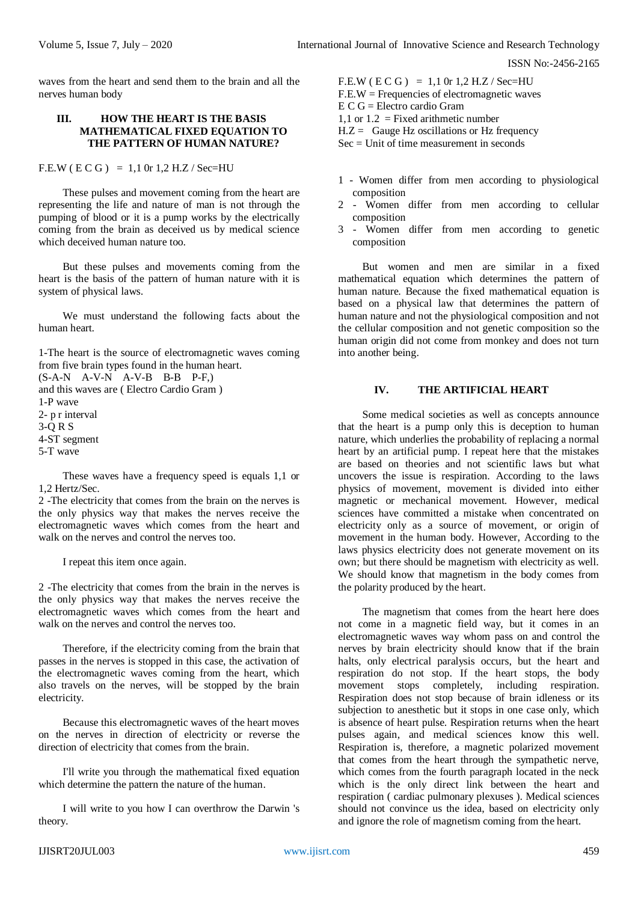waves from the heart and send them to the brain and all the nerves human body

## III. HOW THE HEART IS THE BASIS MATHEMATICAL FIXED EQUATION TO THE PATTERN OF HUMAN NATURE?

F.E.W ( E C G ) = 1,1 0r 1,2 H.Z / Sec=HU

These pulses and movement coming from the heart are representing the life and nature of man is not through the pumping of blood or it is a pump works by the electrically coming from the brain as deceived us by medical science which deceived human nature too.

But these pulses and movements coming from the heart is the basis of the pattern of human nature with it is system of physical laws.

We must understand the following facts about the human heart.

1-The heart is the source of electromagnetic waves coming from five brain types found in the human heart.
(S-A-N A-V-N A-V-B B-B P-F,)
and this waves are ( Electro Cardio Gram )
1-P wave
2- p r interval
3-Q R S
4-ST segment
5-T wave

These waves have a frequency speed is equals 1,1 or 1,2 Hertz/Sec.
2 -The electricity that comes from the brain on the nerves is the only physics way that makes the nerves receive the electromagnetic waves which comes from the heart and walk on the nerves and control the nerves too.

I repeat this item once again.

2 -The electricity that comes from the brain in the nerves is the only physics way that makes the nerves receive the electromagnetic waves which comes from the heart and walk on the nerves and control the nerves too.

Therefore, if the electricity coming from the brain that passes in the nerves is stopped in this case, the activation of the electromagnetic waves coming from the heart, which also travels on the nerves, will be stopped by the brain electricity.

Because this electromagnetic waves of the heart moves on the nerves in direction of electricity or reverse the direction of electricity that comes from the brain.

I'll write you through the mathematical fixed equation which determine the pattern the nature of the human.

I will write to you how I can overthrow the Darwin 's theory.

F.E.W ( E C G ) = 1,1 0r 1,2 H.Z / Sec=HU
F.E.W = Frequencies of electromagnetic waves
E C G = Electro cardio Gram
1,1 or 1.2 = Fixed arithmetic number
H.Z = Gauge Hz oscillations or Hz frequency
Sec = Unit of time measurement in seconds

1 - Women differ from men according to physiological composition
2 - Women differ from men according to cellular composition
3 - Women differ from men according to genetic composition

But women and men are similar in a fixed mathematical equation which determines the pattern of human nature. Because the fixed mathematical equation is based on a physical law that determines the pattern of human nature and not the physiological composition and not the cellular composition and not genetic composition so the human origin did not come from monkey and does not turn into another being.

## IV. THE ARTIFICIAL HEART

Some medical societies as well as concepts announce that the heart is a pump only this is deception to human nature, which underlies the probability of replacing a normal heart by an artificial pump. I repeat here that the mistakes are based on theories and not scientific laws but what uncovers the issue is respiration. According to the laws physics of movement, movement is divided into either magnetic or mechanical movement. However, medical sciences have committed a mistake when concentrated on electricity only as a source of movement, or origin of movement in the human body. However, According to the laws physics electricity does not generate movement on its own; but there should be magnetism with electricity as well. We should know that magnetism in the body comes from the polarity produced by the heart.

The magnetism that comes from the heart here does not come in a magnetic field way, but it comes in an electromagnetic waves way whom pass on and control the nerves by brain electricity should know that if the brain halts, only electrical paralysis occurs, but the heart and respiration do not stop. If the heart stops, the body movement stops completely, including respiration. Respiration does not stop because of brain idleness or its subjection to anesthetic but it stops in one case only, which is absence of heart pulse. Respiration returns when the heart pulses again, and medical sciences know this well. Respiration is, therefore, a magnetic polarized movement that comes from the heart through the sympathetic nerve, which comes from the fourth paragraph located in the neck which is the only direct link between the heart and respiration ( cardiac pulmonary plexuses ). Medical sciences should not convince us the idea, based on electricity only and ignore the role of magnetism coming from the heart.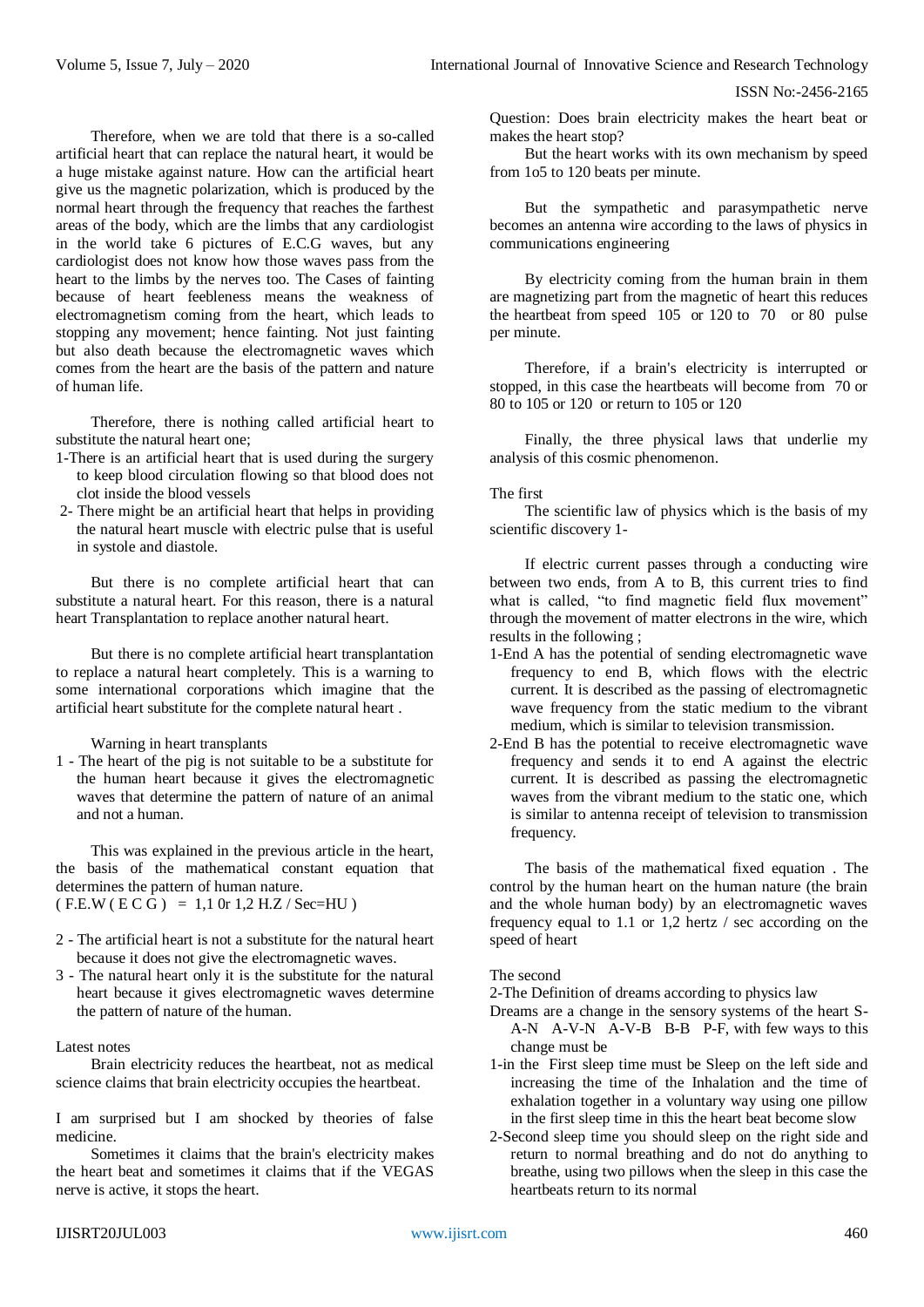Therefore, when we are told that there is a so-called artificial heart that can replace the natural heart, it would be a huge mistake against nature. How can the artificial heart give us the magnetic polarization, which is produced by the normal heart through the frequency that reaches the farthest areas of the body, which are the limbs that any cardiologist in the world take 6 pictures of E.C.G waves, but any cardiologist does not know how those waves pass from the heart to the limbs by the nerves too. The Cases of fainting because of heart feebleness means the weakness of electromagnetism coming from the heart, which leads to stopping any movement; hence fainting. Not just fainting but also death because the electromagnetic waves which comes from the heart are the basis of the pattern and nature of human life.

Therefore, there is nothing called artificial heart to substitute the natural heart one;

1-There is an artificial heart that is used during the surgery to keep blood circulation flowing so that blood does not clot inside the blood vessels

2- There might be an artificial heart that helps in providing the natural heart muscle with electric pulse that is useful in systole and diastole.

But there is no complete artificial heart that can substitute a natural heart. For this reason, there is a natural heart Transplantation to replace another natural heart.

But there is no complete artificial heart transplantation to replace a natural heart completely. This is a warning to some international corporations which imagine that the artificial heart substitute for the complete natural heart .

Warning in heart transplants

1 - The heart of the pig is not suitable to be a substitute for the human heart because it gives the electromagnetic waves that determine the pattern of nature of an animal and not a human.

This was explained in the previous article in the heart, the basis of the mathematical constant equation that determines the pattern of human nature.

( F.E.W ( E C G ) = 1,1 0r 1,2 H.Z / Sec=HU )

2 - The artificial heart is not a substitute for the natural heart because it does not give the electromagnetic waves.

3 - The natural heart only it is the substitute for the natural heart because it gives electromagnetic waves determine the pattern of nature of the human.

Latest notes

Brain electricity reduces the heartbeat, not as medical science claims that brain electricity occupies the heartbeat.

I am surprised but I am shocked by theories of false medicine.

Sometimes it claims that the brain's electricity makes the heart beat and sometimes it claims that if the VEGAS nerve is active, it stops the heart.

Question: Does brain electricity makes the heart beat or makes the heart stop?

But the heart works with its own mechanism by speed from 1o5 to 120 beats per minute.

But the sympathetic and parasympathetic nerve becomes an antenna wire according to the laws of physics in communications engineering

By electricity coming from the human brain in them are magnetizing part from the magnetic of heart this reduces the heartbeat from speed 105 or 120 to 70 or 80 pulse per minute.

Therefore, if a brain's electricity is interrupted or stopped, in this case the heartbeats will become from 70 or 80 to 105 or 120 or return to 105 or 120

Finally, the three physical laws that underlie my analysis of this cosmic phenomenon.

The first

The scientific law of physics which is the basis of my scientific discovery 1-

If electric current passes through a conducting wire between two ends, from A to B, this current tries to find what is called, "to find magnetic field flux movement" through the movement of matter electrons in the wire, which results in the following ;

1-End A has the potential of sending electromagnetic wave frequency to end B, which flows with the electric current. It is described as the passing of electromagnetic wave frequency from the static medium to the vibrant medium, which is similar to television transmission.

2-End B has the potential to receive electromagnetic wave frequency and sends it to end A against the electric current. It is described as passing the electromagnetic waves from the vibrant medium to the static one, which is similar to antenna receipt of television to transmission frequency.

The basis of the mathematical fixed equation . The control by the human heart on the human nature (the brain and the whole human body) by an electromagnetic waves frequency equal to 1.1 or 1,2 hertz / sec according on the speed of heart

The second

2-The Definition of dreams according to physics law

Dreams are a change in the sensory systems of the heart S-A-N A-V-N A-V-B B-B P-F, with few ways to this change must be

1-in the First sleep time must be Sleep on the left side and increasing the time of the Inhalation and the time of exhalation together in a voluntary way using one pillow in the first sleep time in this the heart beat become slow

2-Second sleep time you should sleep on the right side and return to normal breathing and do not do anything to breathe, using two pillows when the sleep in this case the heartbeats return to its normal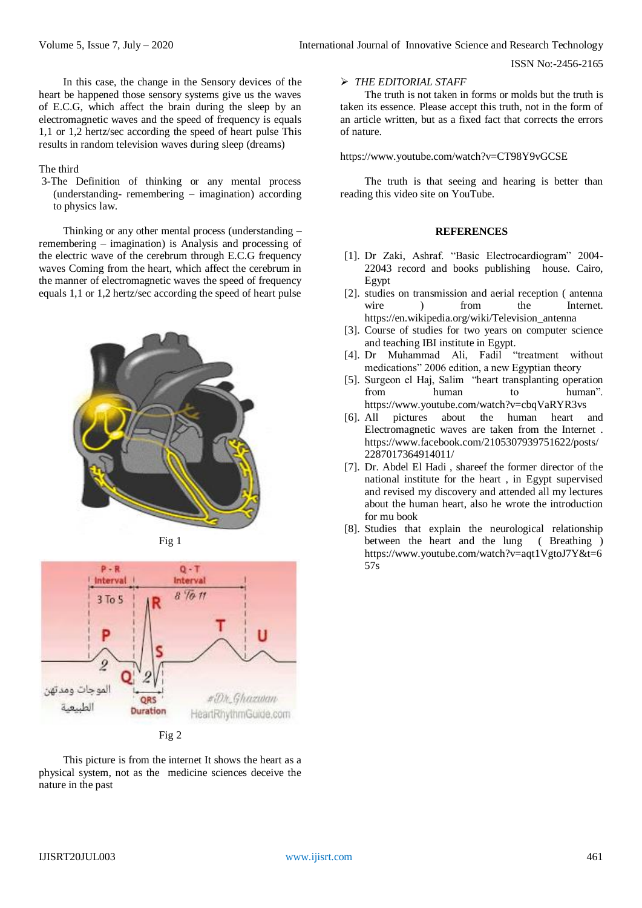In this case, the change in the Sensory devices of the heart be happened those sensory systems give us the waves of E.C.G, which affect the brain during the sleep by an electromagnetic waves and the speed of frequency is equals 1,1 or 1,2 hertz/sec according the speed of heart pulse This results in random television waves during sleep (dreams)

The third

3-The Definition of thinking or any mental process (understanding- remembering – imagination) according to physics law.

Thinking or any other mental process (understanding – remembering – imagination) is Analysis and processing of the electric wave of the cerebrum through E.C.G frequency waves Coming from the heart, which affect the cerebrum in the manner of electromagnetic waves the speed of frequency equals 1,1 or 1,2 hertz/sec according the speed of heart pulse

Fig 1

P - R Interval
Q - T Interval
3 To 5
8 To 11
R
P
T
U
S
2
Q
2
الموجات ومدتهن الطبيعية
QRS Duration
#Dr_Ghazwan
HeartRhythmGuide.com

Fig 2

This picture is from the internet It shows the heart as a physical system, not as the medicine sciences deceive the nature in the past

➢ *THE EDITORIAL STAFF*

The truth is not taken in forms or molds but the truth is taken its essence. Please accept this truth, not in the form of an article written, but as a fixed fact that corrects the errors of nature.

https://www.youtube.com/watch?v=CT98Y9vGCSE

The truth is that seeing and hearing is better than reading this video site on YouTube.

## REFERENCES

- [1]. Dr Zaki, Ashraf. "Basic Electrocardiogram" 2004-22043 record and books publishing house. Cairo, Egypt
- [2]. studies on transmission and aerial reception ( antenna wire ) from the Internet. https://en.wikipedia.org/wiki/Television_antenna
- [3]. Course of studies for two years on computer science and teaching IBI institute in Egypt.
- [4]. Dr Muhammad Ali, Fadil "treatment without medications" 2006 edition, a new Egyptian theory
- [5]. Surgeon el Haj, Salim "heart transplanting operation from human to human". https://www.youtube.com/watch?v=cbqVaRYR3vs
- [6]. All pictures about the human heart and Electromagnetic waves are taken from the Internet . https://www.facebook.com/2105307939751622/posts/2287017364914011/
- [7]. Dr. Abdel El Hadi , shareef the former director of the national institute for the heart , in Egypt supervised and revised my discovery and attended all my lectures about the human heart, also he wrote the introduction for mu book
- [8]. Studies that explain the neurological relationship between the heart and the lung ( Breathing ) https://www.youtube.com/watch?v=aqt1VgtoJ7Y&t=657s